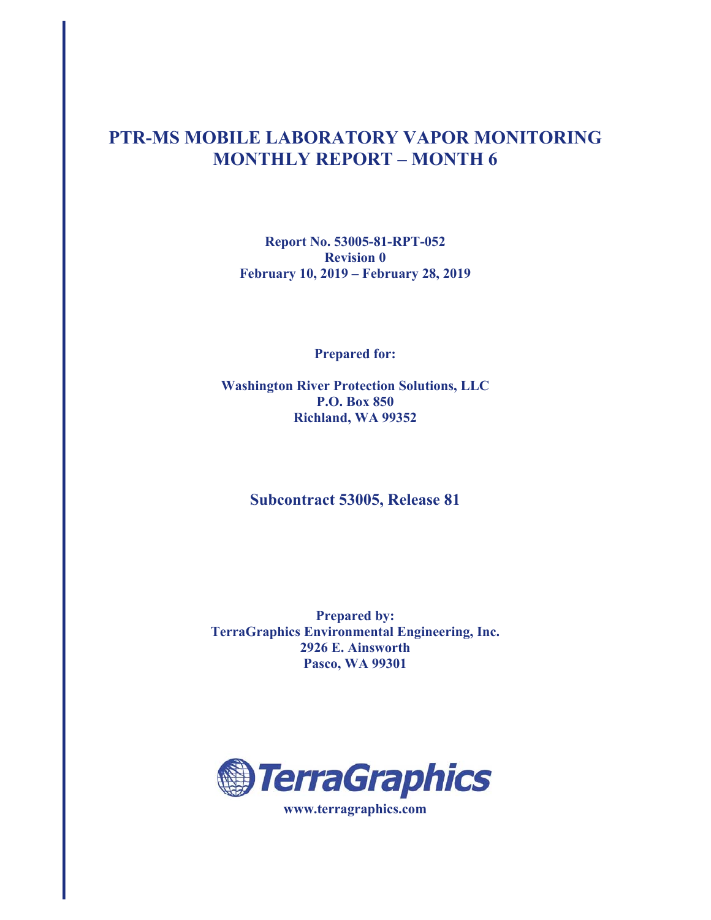# PTR-MS MOBILE LABORATORY VAPOR MONITORING MONTHLY REPORT – MONTH 6

**Report No. 53005-81-RPT-052**
**Revision 0**
**February 10, 2019 – February 28, 2019**

**Prepared for:**

**Washington River Protection Solutions, LLC**
**P.O. Box 850**
**Richland, WA 99352**

## Subcontract 53005, Release 81

**Prepared by:**
**TerraGraphics Environmental Engineering, Inc.**
**2926 E. Ainsworth**
**Pasco, WA 99301**

TerraGraphics

**www.terragraphics.com**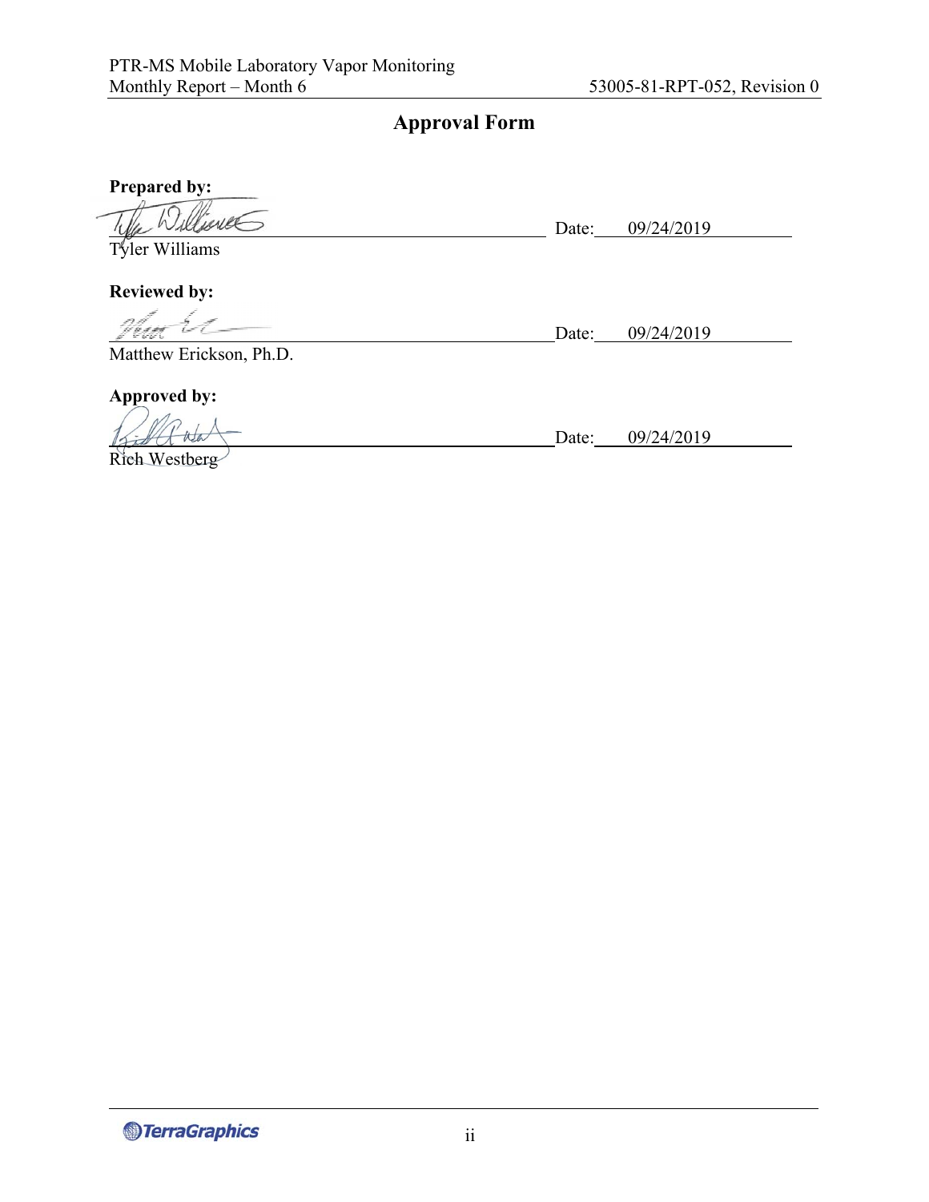# Approval Form

**Prepared by:**

Date: 09/24/2019

Tyler Williams

**Reviewed by:**

Date: 09/24/2019

Matthew Erickson, Ph.D.

**Approved by:**

Date: 09/24/2019

Rich Westberg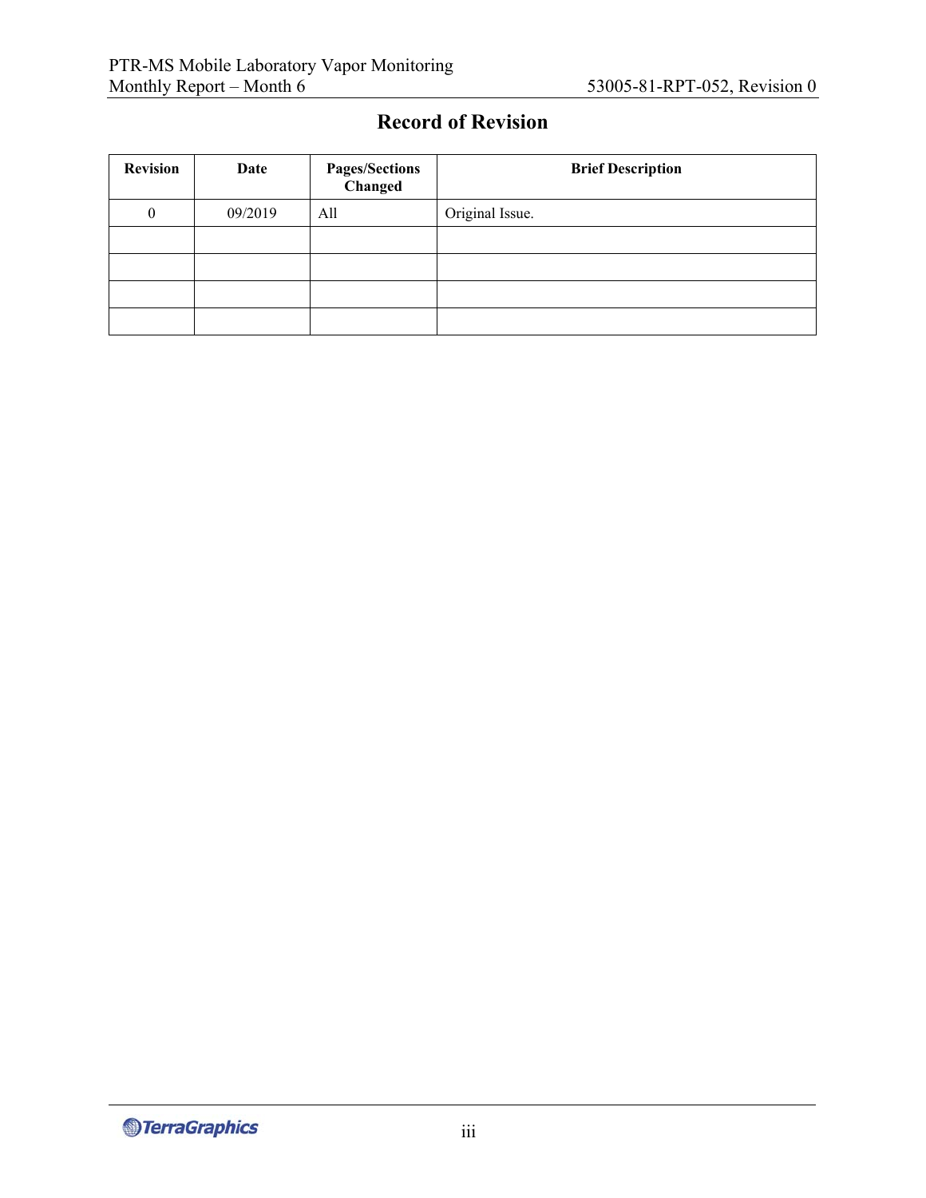# Record of Revision

| Revision | Date | Pages/Sections Changed | Brief Description |
|---|---|---|---|
| 0 | 09/2019 | All | Original Issue. |
| | | | |
| | | | |
| | | | |
| | | | |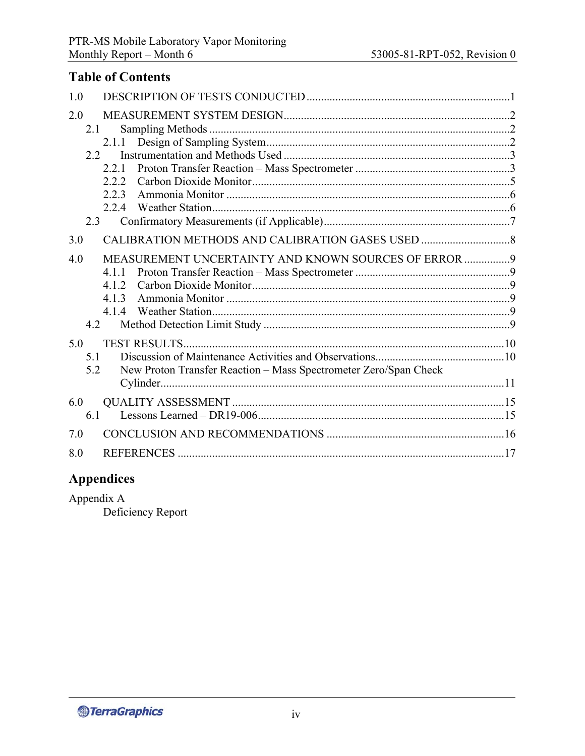# Table of Contents

1.0 DESCRIPTION OF TESTS CONDUCTED ....................................................................1

2.0 MEASUREMENT SYSTEM DESIGN ..........................................................................2
- 2.1 Sampling Methods ........................................................................................2
  - 2.1.1 Design of Sampling System ...................................................................2
- 2.2 Instrumentation and Methods Used ...............................................................3
  - 2.2.1 Proton Transfer Reaction – Mass Spectrometer ......................................3
  - 2.2.2 Carbon Dioxide Monitor ........................................................................5
  - 2.2.3 Ammonia Monitor .................................................................................6
  - 2.2.4 Weather Station .....................................................................................6
- 2.3 Confirmatory Measurements (if Applicable) ...................................................7

3.0 CALIBRATION METHODS AND CALIBRATION GASES USED ...............................8

4.0 MEASUREMENT UNCERTAINTY AND KNOWN SOURCES OF ERROR ................9
  - 4.1.1 Proton Transfer Reaction – Mass Spectrometer ......................................9
  - 4.1.2 Carbon Dioxide Monitor ........................................................................9
  - 4.1.3 Ammonia Monitor .................................................................................9
  - 4.1.4 Weather Station .....................................................................................9
- 4.2 Method Detection Limit Study .......................................................................9

5.0 TEST RESULTS ........................................................................................................10
- 5.1 Discussion of Maintenance Activities and Observations ...............................10
- 5.2 New Proton Transfer Reaction – Mass Spectrometer Zero/Span Check Cylinder ........................................................................................................11

6.0 QUALITY ASSESSMENT ..........................................................................................15
- 6.1 Lessons Learned – DR19-006 ......................................................................15

7.0 CONCLUSION AND RECOMMENDATIONS ...........................................................16

8.0 REFERENCES ...........................................................................................................17

# Appendices

Appendix A
Deficiency Report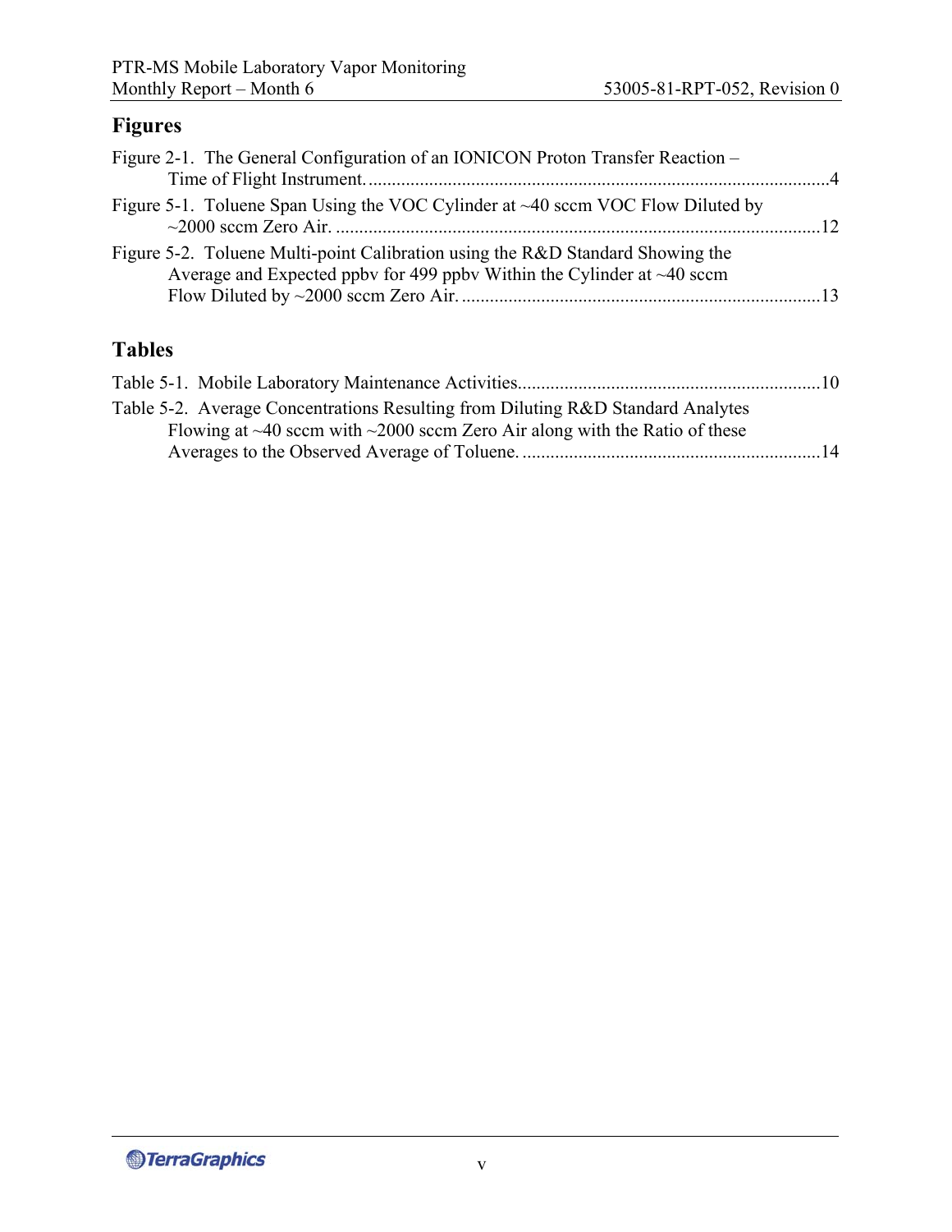## Figures

Figure 2-1. The General Configuration of an IONICON Proton Transfer Reaction – Time of Flight Instrument. ....................................................................................................4

Figure 5-1. Toluene Span Using the VOC Cylinder at ~40 sccm VOC Flow Diluted by ~2000 sccm Zero Air. .......................................................................................................12

Figure 5-2. Toluene Multi-point Calibration using the R&D Standard Showing the Average and Expected ppbv for 499 ppbv Within the Cylinder at ~40 sccm Flow Diluted by ~2000 sccm Zero Air. ............................................................................13

## Tables

Table 5-1. Mobile Laboratory Maintenance Activities.................................................................10

Table 5-2. Average Concentrations Resulting from Diluting R&D Standard Analytes Flowing at ~40 sccm with ~2000 sccm Zero Air along with the Ratio of these Averages to the Observed Average of Toluene. ................................................................14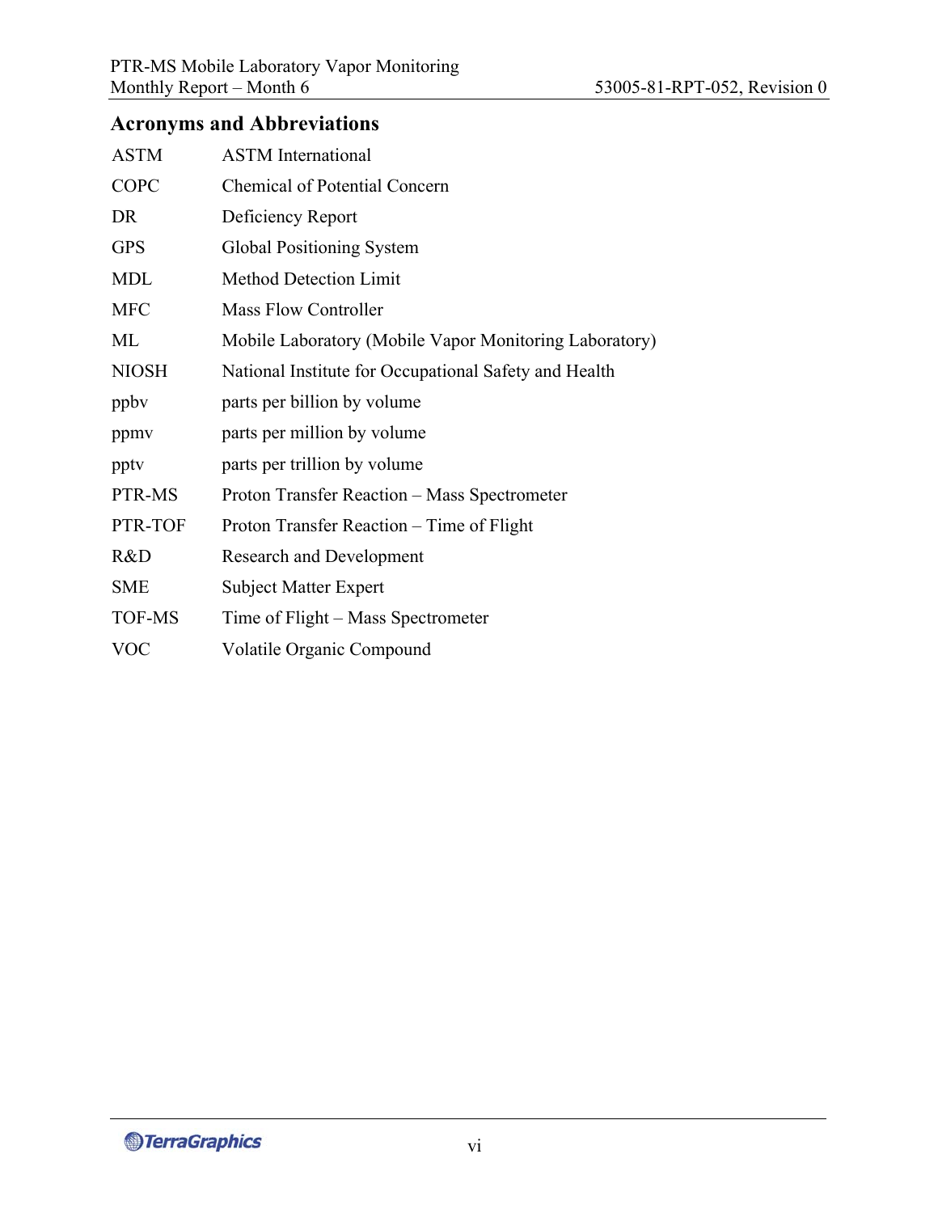## Acronyms and Abbreviations

| | |
|---|---|
| ASTM | ASTM International |
| COPC | Chemical of Potential Concern |
| DR | Deficiency Report |
| GPS | Global Positioning System |
| MDL | Method Detection Limit |
| MFC | Mass Flow Controller |
| ML | Mobile Laboratory (Mobile Vapor Monitoring Laboratory) |
| NIOSH | National Institute for Occupational Safety and Health |
| ppbv | parts per billion by volume |
| ppmv | parts per million by volume |
| pptv | parts per trillion by volume |
| PTR-MS | Proton Transfer Reaction – Mass Spectrometer |
| PTR-TOF | Proton Transfer Reaction – Time of Flight |
| R&D | Research and Development |
| SME | Subject Matter Expert |
| TOF-MS | Time of Flight – Mass Spectrometer |
| VOC | Volatile Organic Compound |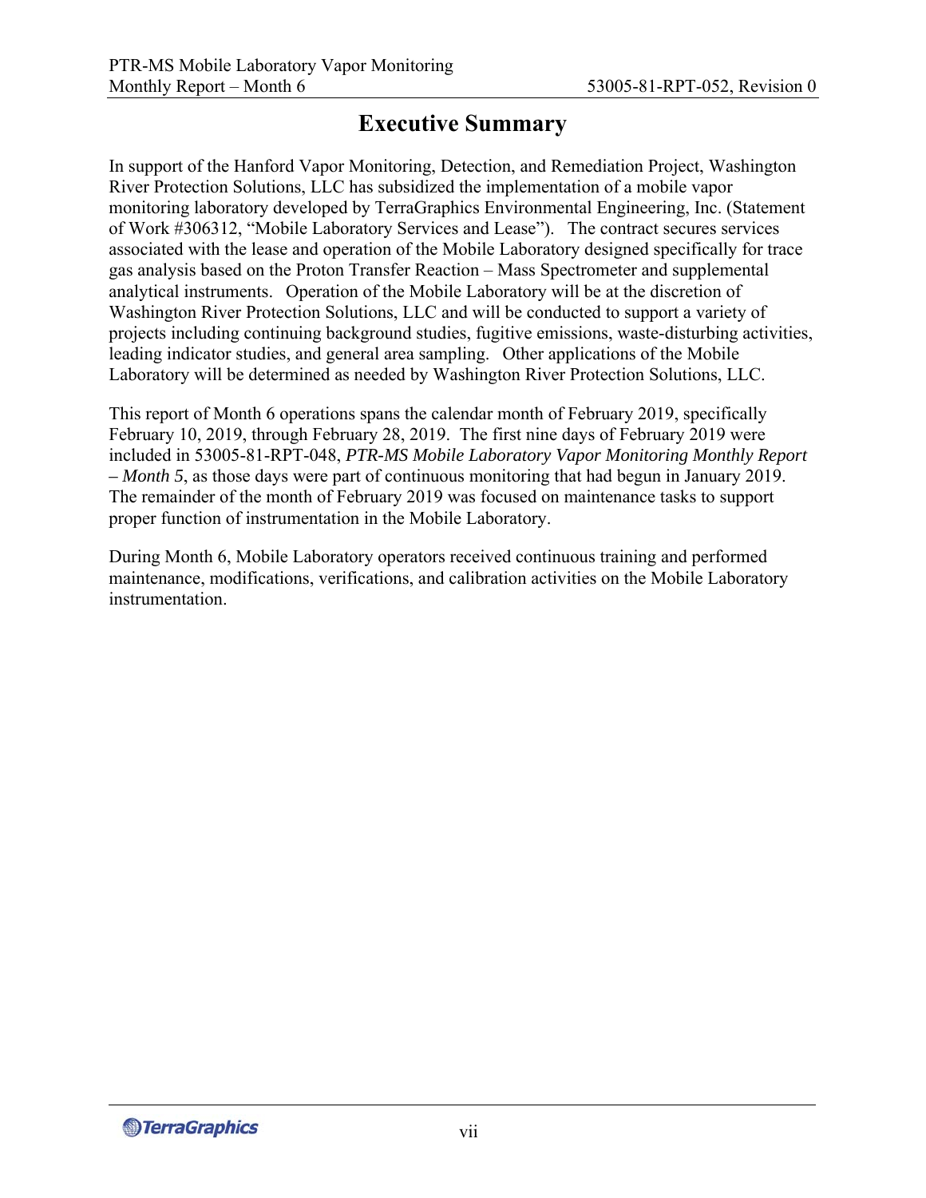# Executive Summary

In support of the Hanford Vapor Monitoring, Detection, and Remediation Project, Washington River Protection Solutions, LLC has subsidized the implementation of a mobile vapor monitoring laboratory developed by TerraGraphics Environmental Engineering, Inc. (Statement of Work #306312, "Mobile Laboratory Services and Lease"). The contract secures services associated with the lease and operation of the Mobile Laboratory designed specifically for trace gas analysis based on the Proton Transfer Reaction – Mass Spectrometer and supplemental analytical instruments. Operation of the Mobile Laboratory will be at the discretion of Washington River Protection Solutions, LLC and will be conducted to support a variety of projects including continuing background studies, fugitive emissions, waste-disturbing activities, leading indicator studies, and general area sampling. Other applications of the Mobile Laboratory will be determined as needed by Washington River Protection Solutions, LLC.

This report of Month 6 operations spans the calendar month of February 2019, specifically February 10, 2019, through February 28, 2019. The first nine days of February 2019 were included in 53005-81-RPT-048, *PTR-MS Mobile Laboratory Vapor Monitoring Monthly Report – Month 5*, as those days were part of continuous monitoring that had begun in January 2019. The remainder of the month of February 2019 was focused on maintenance tasks to support proper function of instrumentation in the Mobile Laboratory.

During Month 6, Mobile Laboratory operators received continuous training and performed maintenance, modifications, verifications, and calibration activities on the Mobile Laboratory instrumentation.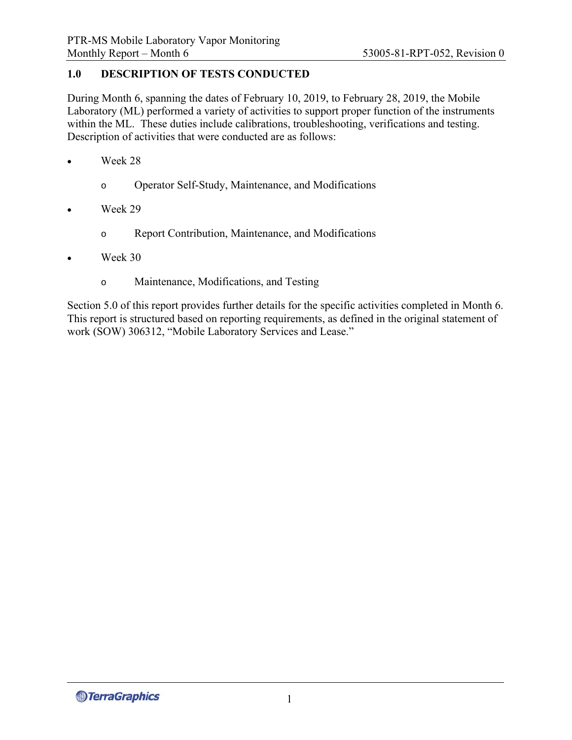## 1.0 DESCRIPTION OF TESTS CONDUCTED

During Month 6, spanning the dates of February 10, 2019, to February 28, 2019, the Mobile Laboratory (ML) performed a variety of activities to support proper function of the instruments within the ML. These duties include calibrations, troubleshooting, verifications and testing. Description of activities that were conducted are as follows:

- Week 28
  - Operator Self-Study, Maintenance, and Modifications
- Week 29
  - Report Contribution, Maintenance, and Modifications
- Week 30
  - Maintenance, Modifications, and Testing

Section 5.0 of this report provides further details for the specific activities completed in Month 6. This report is structured based on reporting requirements, as defined in the original statement of work (SOW) 306312, "Mobile Laboratory Services and Lease."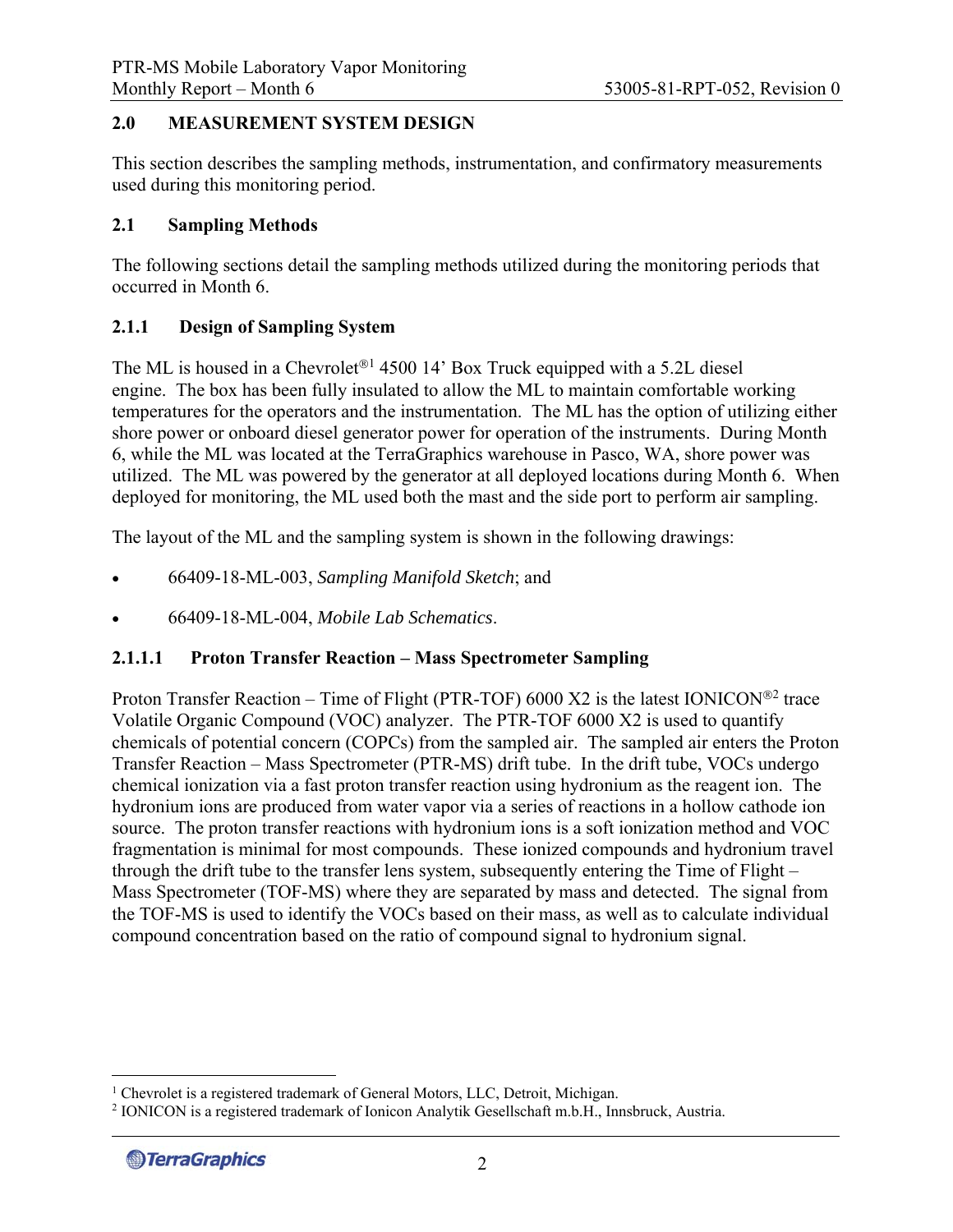## 2.0 MEASUREMENT SYSTEM DESIGN

This section describes the sampling methods, instrumentation, and confirmatory measurements used during this monitoring period.

### 2.1 Sampling Methods

The following sections detail the sampling methods utilized during the monitoring periods that occurred in Month 6.

#### 2.1.1 Design of Sampling System

The ML is housed in a Chevrolet®[1] 4500 14' Box Truck equipped with a 5.2L diesel engine. The box has been fully insulated to allow the ML to maintain comfortable working temperatures for the operators and the instrumentation. The ML has the option of utilizing either shore power or onboard diesel generator power for operation of the instruments. During Month 6, while the ML was located at the TerraGraphics warehouse in Pasco, WA, shore power was utilized. The ML was powered by the generator at all deployed locations during Month 6. When deployed for monitoring, the ML used both the mast and the side port to perform air sampling.

The layout of the ML and the sampling system is shown in the following drawings:

- 66409-18-ML-003, *Sampling Manifold Sketch*; and
- 66409-18-ML-004, *Mobile Lab Schematics*.

##### 2.1.1.1 Proton Transfer Reaction – Mass Spectrometer Sampling

Proton Transfer Reaction – Time of Flight (PTR-TOF) 6000 X2 is the latest IONICON®[2] trace Volatile Organic Compound (VOC) analyzer. The PTR-TOF 6000 X2 is used to quantify chemicals of potential concern (COPCs) from the sampled air. The sampled air enters the Proton Transfer Reaction – Mass Spectrometer (PTR-MS) drift tube. In the drift tube, VOCs undergo chemical ionization via a fast proton transfer reaction using hydronium as the reagent ion. The hydronium ions are produced from water vapor via a series of reactions in a hollow cathode ion source. The proton transfer reactions with hydronium ions is a soft ionization method and VOC fragmentation is minimal for most compounds. These ionized compounds and hydronium travel through the drift tube to the transfer lens system, subsequently entering the Time of Flight – Mass Spectrometer (TOF-MS) where they are separated by mass and detected. The signal from the TOF-MS is used to identify the VOCs based on their mass, as well as to calculate individual compound concentration based on the ratio of compound signal to hydronium signal.

---

[1] Chevrolet is a registered trademark of General Motors, LLC, Detroit, Michigan.

[2] IONICON is a registered trademark of Ionicon Analytik Gesellschaft m.b.H., Innsbruck, Austria.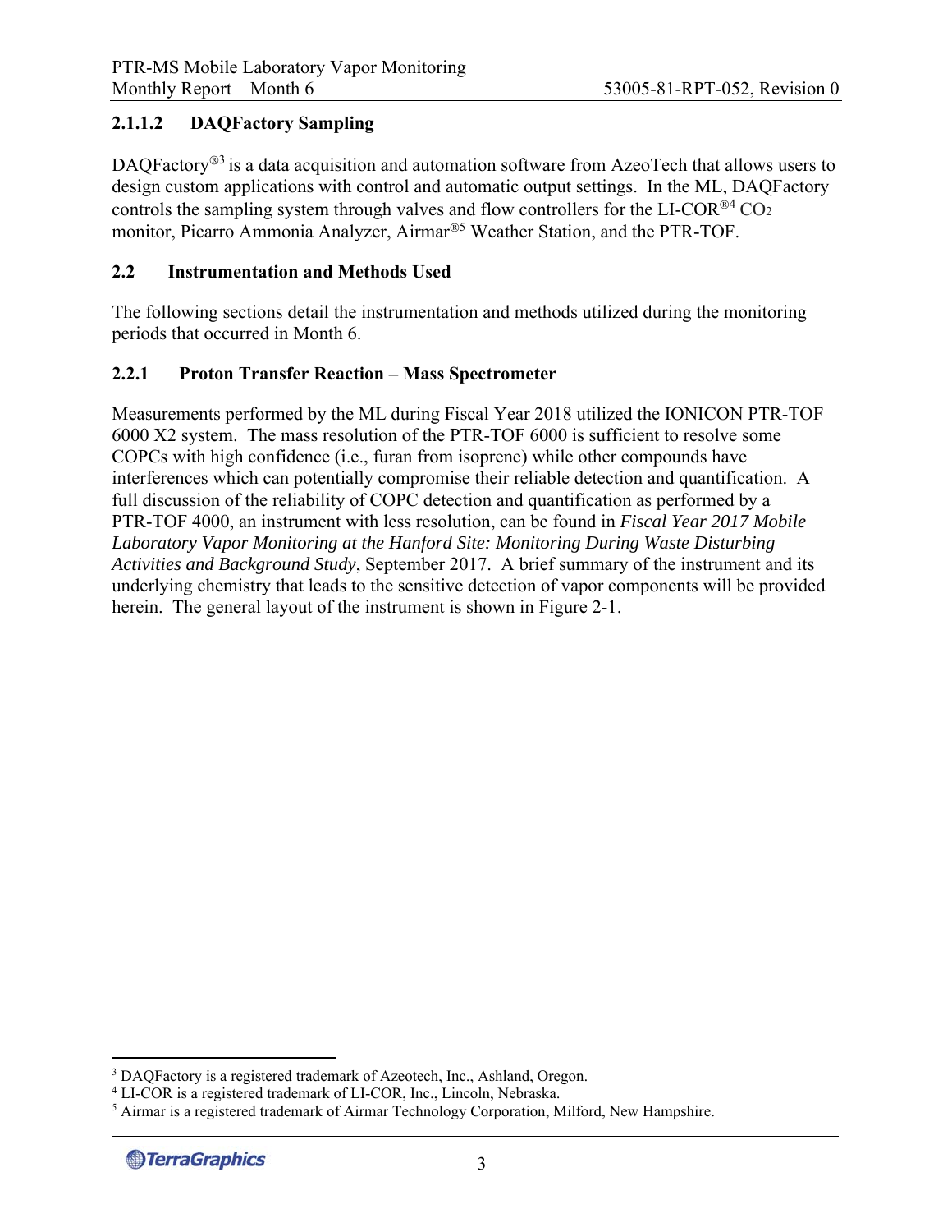#### 2.1.1.2 DAQFactory Sampling

DAQFactory®[3] is a data acquisition and automation software from AzeoTech that allows users to design custom applications with control and automatic output settings. In the ML, DAQFactory controls the sampling system through valves and flow controllers for the LI-COR®[4] $CO_2$ monitor, Picarro Ammonia Analyzer, Airmar®[5] Weather Station, and the PTR-TOF.

## 2.2 Instrumentation and Methods Used

The following sections detail the instrumentation and methods utilized during the monitoring periods that occurred in Month 6.

### 2.2.1 Proton Transfer Reaction – Mass Spectrometer

Measurements performed by the ML during Fiscal Year 2018 utilized the IONICON PTR-TOF 6000 X2 system. The mass resolution of the PTR-TOF 6000 is sufficient to resolve some COPCs with high confidence (i.e., furan from isoprene) while other compounds have interferences which can potentially compromise their reliable detection and quantification. A full discussion of the reliability of COPC detection and quantification as performed by a PTR-TOF 4000, an instrument with less resolution, can be found in *Fiscal Year 2017 Mobile Laboratory Vapor Monitoring at the Hanford Site: Monitoring During Waste Disturbing Activities and Background Study*, September 2017. A brief summary of the instrument and its underlying chemistry that leads to the sensitive detection of vapor components will be provided herein. The general layout of the instrument is shown in Figure 2-1.

---

[3] DAQFactory is a registered trademark of Azeotech, Inc., Ashland, Oregon.
[4] LI-COR is a registered trademark of LI-COR, Inc., Lincoln, Nebraska.
[5] Airmar is a registered trademark of Airmar Technology Corporation, Milford, New Hampshire.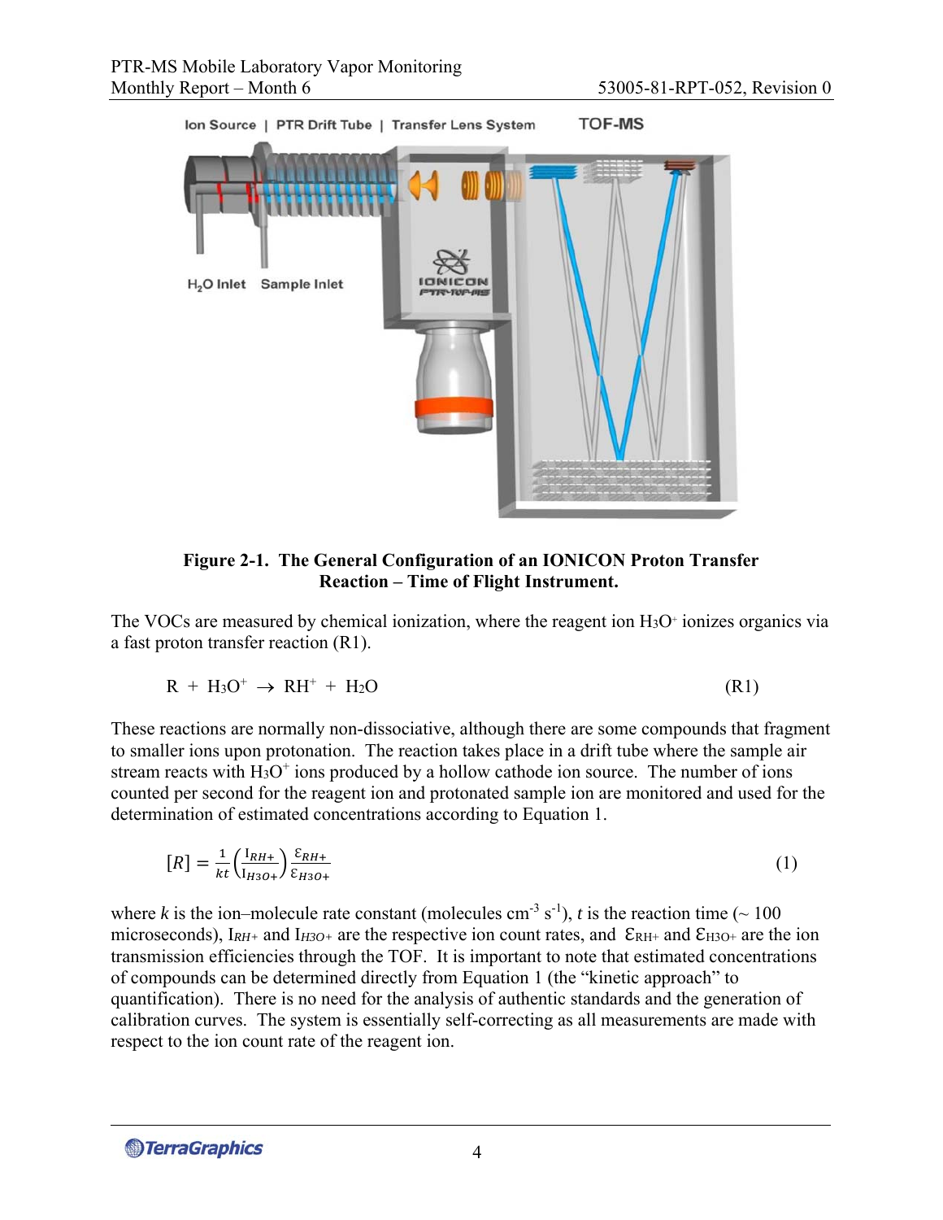**Figure 2-1. The General Configuration of an IONICON Proton Transfer Reaction – Time of Flight Instrument.**

The VOCs are measured by chemical ionization, where the reagent ion $H_3O^+$ ionizes organics via a fast proton transfer reaction (R1).

$$R + H_3O^+ \rightarrow RH^+ + H_2O \qquad \text{(R1)}$$

These reactions are normally non-dissociative, although there are some compounds that fragment to smaller ions upon protonation. The reaction takes place in a drift tube where the sample air stream reacts with $H_3O^+$ ions produced by a hollow cathode ion source. The number of ions counted per second for the reagent ion and protonated sample ion are monitored and used for the determination of estimated concentrations according to Equation 1.

$$[R] = \frac{1}{kt}\left(\frac{I_{RH+}}{I_{H3O+}}\right)\frac{\varepsilon_{RH+}}{\varepsilon_{H3O+}} \qquad (1)$$

where $k$ is the ion–molecule rate constant (molecules $cm^{-3}$ $s^{-1}$), $t$ is the reaction time (~ 100 microseconds), $I_{RH+}$ and $I_{H3O+}$ are the respective ion count rates, and $\varepsilon_{RH+}$ and $\varepsilon_{H3O+}$ are the ion transmission efficiencies through the TOF. It is important to note that estimated concentrations of compounds can be determined directly from Equation 1 (the "kinetic approach" to quantification). There is no need for the analysis of authentic standards and the generation of calibration curves. The system is essentially self-correcting as all measurements are made with respect to the ion count rate of the reagent ion.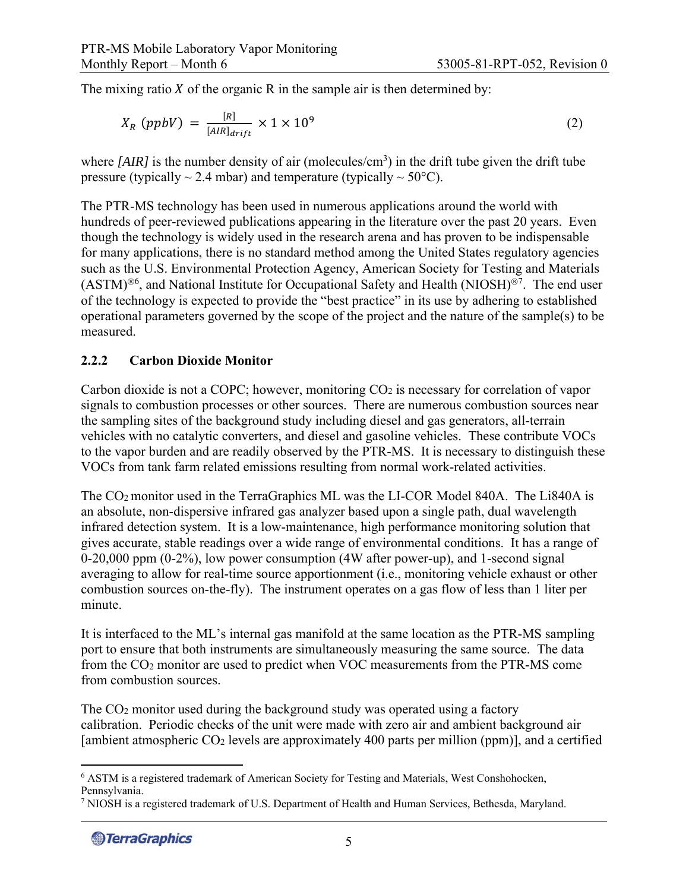The mixing ratio $X$ of the organic R in the sample air is then determined by:

$$X_R\ (ppbV) = \frac{[R]}{[AIR]_{drift}} \times 1 \times 10^9 \tag{2}$$

where *[AIR]* is the number density of air (molecules/cm$^3$) in the drift tube given the drift tube pressure (typically ~ 2.4 mbar) and temperature (typically ~ 50°C).

The PTR-MS technology has been used in numerous applications around the world with hundreds of peer-reviewed publications appearing in the literature over the past 20 years. Even though the technology is widely used in the research arena and has proven to be indispensable for many applications, there is no standard method among the United States regulatory agencies such as the U.S. Environmental Protection Agency, American Society for Testing and Materials (ASTM)®[6], and National Institute for Occupational Safety and Health (NIOSH)®[7]. The end user of the technology is expected to provide the "best practice" in its use by adhering to established operational parameters governed by the scope of the project and the nature of the sample(s) to be measured.

### 2.2.2 Carbon Dioxide Monitor

Carbon dioxide is not a COPC; however, monitoring $CO_2$ is necessary for correlation of vapor signals to combustion processes or other sources. There are numerous combustion sources near the sampling sites of the background study including diesel and gas generators, all-terrain vehicles with no catalytic converters, and diesel and gasoline vehicles. These contribute VOCs to the vapor burden and are readily observed by the PTR-MS. It is necessary to distinguish these VOCs from tank farm related emissions resulting from normal work-related activities.

The $CO_2$ monitor used in the TerraGraphics ML was the LI-COR Model 840A. The Li840A is an absolute, non-dispersive infrared gas analyzer based upon a single path, dual wavelength infrared detection system. It is a low-maintenance, high performance monitoring solution that gives accurate, stable readings over a wide range of environmental conditions. It has a range of 0-20,000 ppm (0-2%), low power consumption (4W after power-up), and 1-second signal averaging to allow for real-time source apportionment (i.e., monitoring vehicle exhaust or other combustion sources on-the-fly). The instrument operates on a gas flow of less than 1 liter per minute.

It is interfaced to the ML's internal gas manifold at the same location as the PTR-MS sampling port to ensure that both instruments are simultaneously measuring the same source. The data from the $CO_2$ monitor are used to predict when VOC measurements from the PTR-MS come from combustion sources.

The $CO_2$ monitor used during the background study was operated using a factory calibration. Periodic checks of the unit were made with zero air and ambient background air [ambient atmospheric $CO_2$ levels are approximately 400 parts per million (ppm)], and a certified

---

[6] ASTM is a registered trademark of American Society for Testing and Materials, West Conshohocken, Pennsylvania.

[7] NIOSH is a registered trademark of U.S. Department of Health and Human Services, Bethesda, Maryland.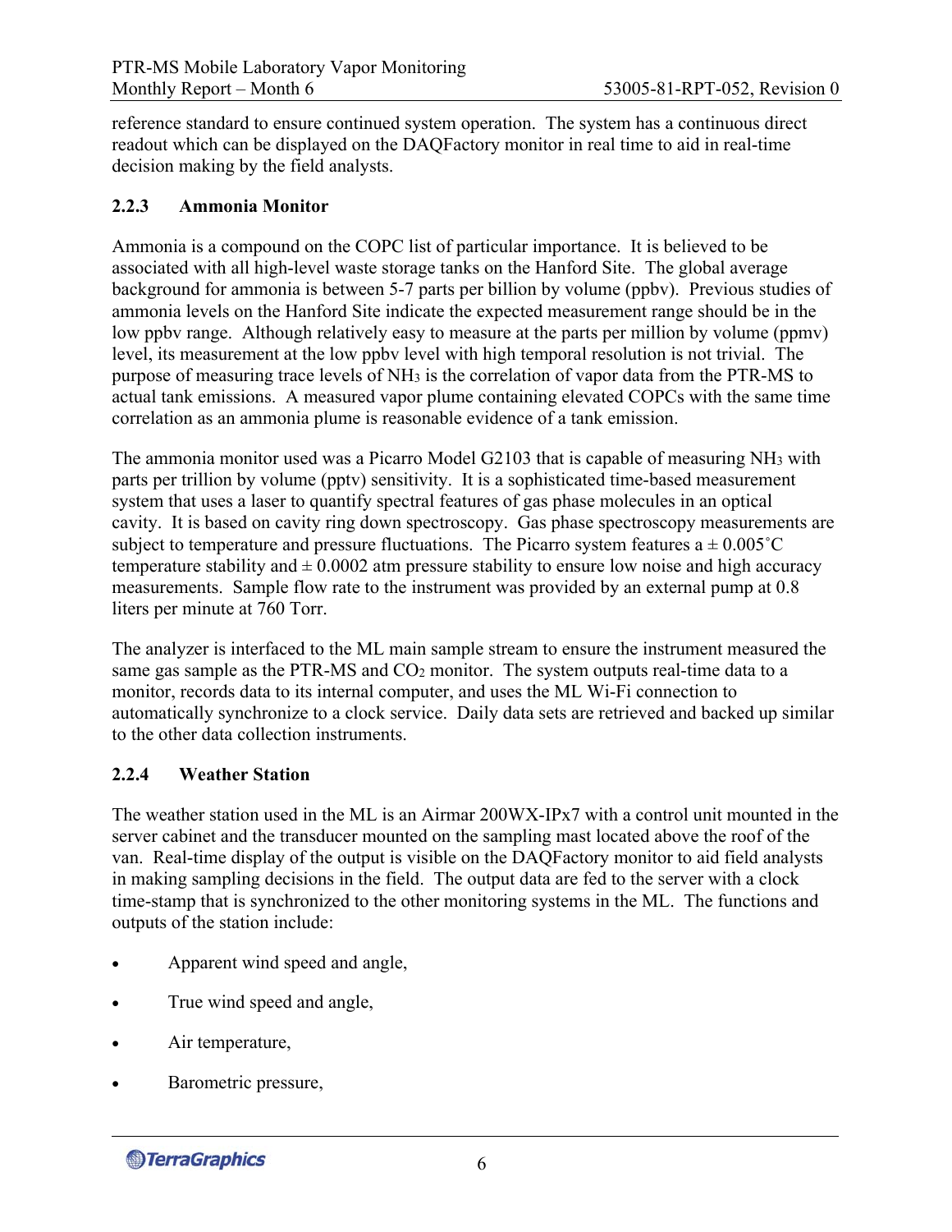reference standard to ensure continued system operation. The system has a continuous direct readout which can be displayed on the DAQFactory monitor in real time to aid in real-time decision making by the field analysts.

### 2.2.3 Ammonia Monitor

Ammonia is a compound on the COPC list of particular importance. It is believed to be associated with all high-level waste storage tanks on the Hanford Site. The global average background for ammonia is between 5-7 parts per billion by volume (ppbv). Previous studies of ammonia levels on the Hanford Site indicate the expected measurement range should be in the low ppbv range. Although relatively easy to measure at the parts per million by volume (ppmv) level, its measurement at the low ppbv level with high temporal resolution is not trivial. The purpose of measuring trace levels of $NH_3$ is the correlation of vapor data from the PTR-MS to actual tank emissions. A measured vapor plume containing elevated COPCs with the same time correlation as an ammonia plume is reasonable evidence of a tank emission.

The ammonia monitor used was a Picarro Model G2103 that is capable of measuring $NH_3$ with parts per trillion by volume (pptv) sensitivity. It is a sophisticated time-based measurement system that uses a laser to quantify spectral features of gas phase molecules in an optical cavity. It is based on cavity ring down spectroscopy. Gas phase spectroscopy measurements are subject to temperature and pressure fluctuations. The Picarro system features a ± 0.005˚C temperature stability and ± 0.0002 atm pressure stability to ensure low noise and high accuracy measurements. Sample flow rate to the instrument was provided by an external pump at 0.8 liters per minute at 760 Torr.

The analyzer is interfaced to the ML main sample stream to ensure the instrument measured the same gas sample as the PTR-MS and $CO_2$ monitor. The system outputs real-time data to a monitor, records data to its internal computer, and uses the ML Wi-Fi connection to automatically synchronize to a clock service. Daily data sets are retrieved and backed up similar to the other data collection instruments.

### 2.2.4 Weather Station

The weather station used in the ML is an Airmar 200WX-IPx7 with a control unit mounted in the server cabinet and the transducer mounted on the sampling mast located above the roof of the van. Real-time display of the output is visible on the DAQFactory monitor to aid field analysts in making sampling decisions in the field. The output data are fed to the server with a clock time-stamp that is synchronized to the other monitoring systems in the ML. The functions and outputs of the station include:

- Apparent wind speed and angle,
- True wind speed and angle,
- Air temperature,
- Barometric pressure,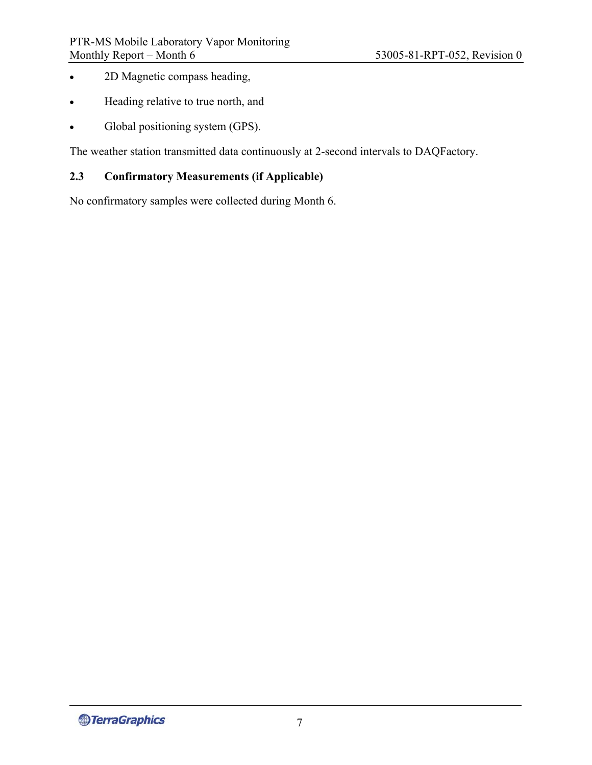- 2D Magnetic compass heading,
- Heading relative to true north, and
- Global positioning system (GPS).

The weather station transmitted data continuously at 2-second intervals to DAQFactory.

### 2.3 Confirmatory Measurements (if Applicable)

No confirmatory samples were collected during Month 6.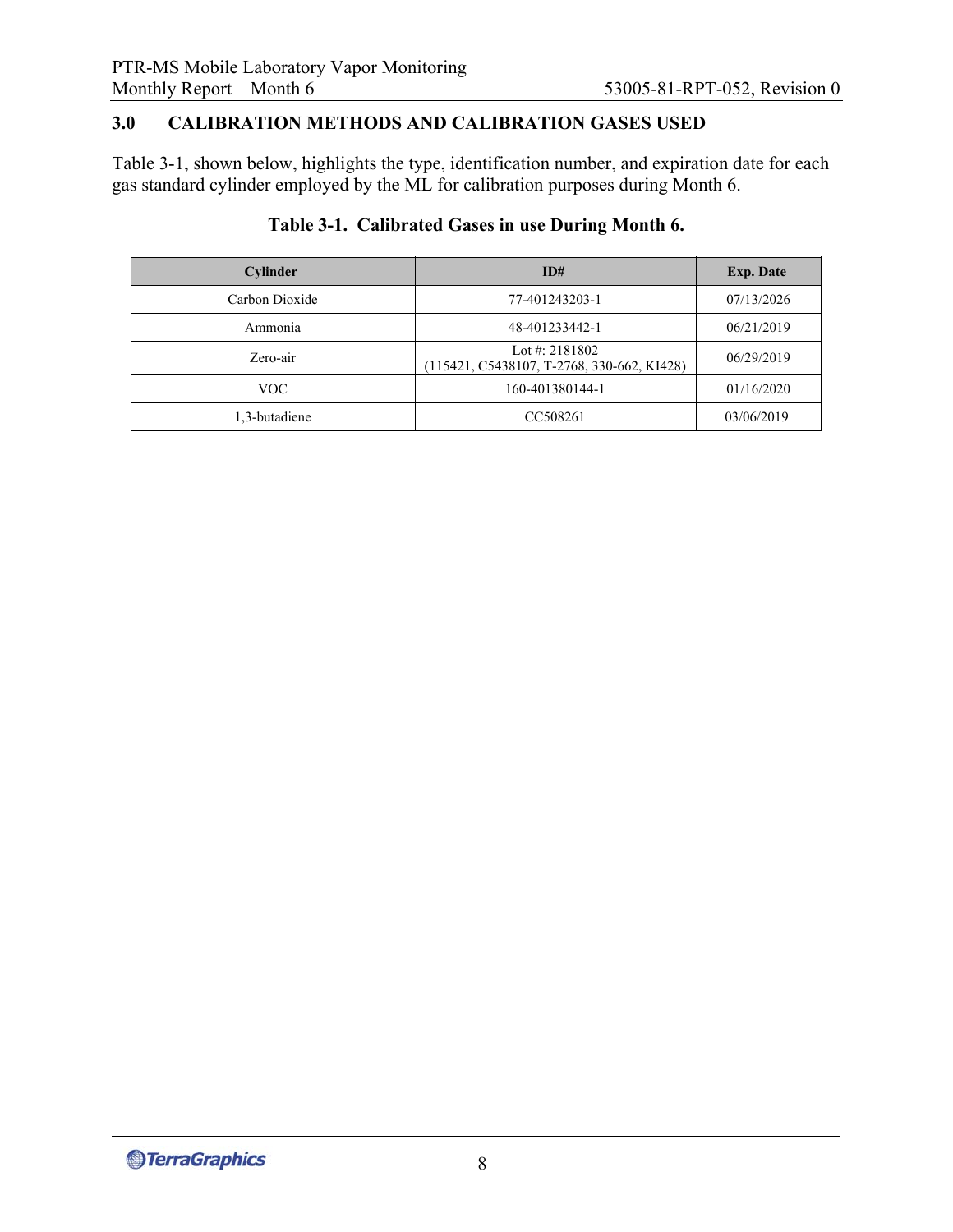## 3.0 CALIBRATION METHODS AND CALIBRATION GASES USED

Table 3-1, shown below, highlights the type, identification number, and expiration date for each gas standard cylinder employed by the ML for calibration purposes during Month 6.

**Table 3-1. Calibrated Gases in use During Month 6.**

| Cylinder | ID# | Exp. Date |
|---|---|---|
| Carbon Dioxide | 77-401243203-1 | 07/13/2026 |
| Ammonia | 48-401233442-1 | 06/21/2019 |
| Zero-air | Lot #: 2181802 (115421, C5438107, T-2768, 330-662, KI428) | 06/29/2019 |
| VOC | 160-401380144-1 | 01/16/2020 |
| 1,3-butadiene | CC508261 | 03/06/2019 |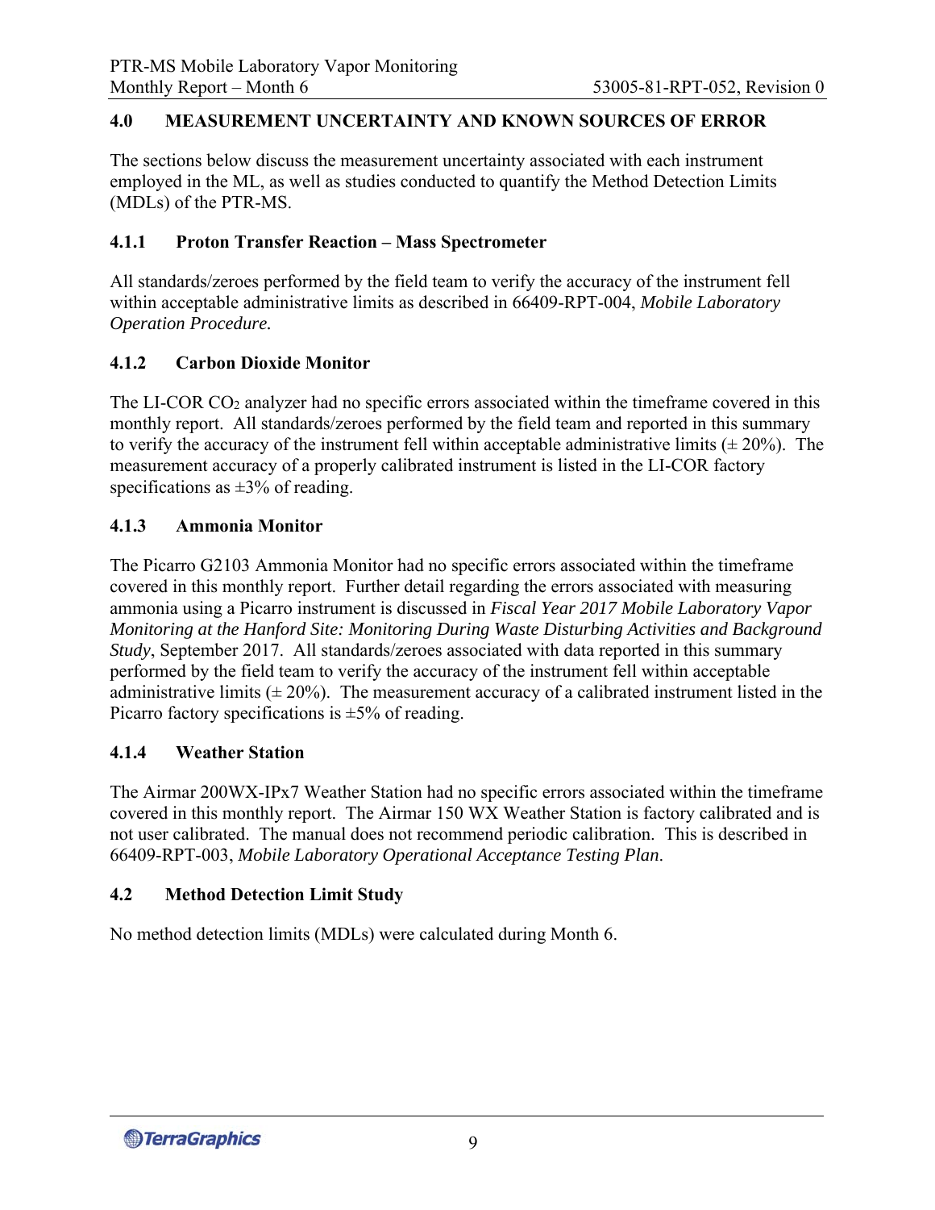## 4.0 MEASUREMENT UNCERTAINTY AND KNOWN SOURCES OF ERROR

The sections below discuss the measurement uncertainty associated with each instrument employed in the ML, as well as studies conducted to quantify the Method Detection Limits (MDLs) of the PTR-MS.

### 4.1.1 Proton Transfer Reaction – Mass Spectrometer

All standards/zeroes performed by the field team to verify the accuracy of the instrument fell within acceptable administrative limits as described in 66409-RPT-004, *Mobile Laboratory Operation Procedure.*

### 4.1.2 Carbon Dioxide Monitor

The LI-COR $CO_2$ analyzer had no specific errors associated within the timeframe covered in this monthly report. All standards/zeroes performed by the field team and reported in this summary to verify the accuracy of the instrument fell within acceptable administrative limits (± 20%). The measurement accuracy of a properly calibrated instrument is listed in the LI-COR factory specifications as ±3% of reading.

### 4.1.3 Ammonia Monitor

The Picarro G2103 Ammonia Monitor had no specific errors associated within the timeframe covered in this monthly report. Further detail regarding the errors associated with measuring ammonia using a Picarro instrument is discussed in *Fiscal Year 2017 Mobile Laboratory Vapor Monitoring at the Hanford Site: Monitoring During Waste Disturbing Activities and Background Study*, September 2017. All standards/zeroes associated with data reported in this summary performed by the field team to verify the accuracy of the instrument fell within acceptable administrative limits (± 20%). The measurement accuracy of a calibrated instrument listed in the Picarro factory specifications is ±5% of reading.

### 4.1.4 Weather Station

The Airmar 200WX-IPx7 Weather Station had no specific errors associated within the timeframe covered in this monthly report. The Airmar 150 WX Weather Station is factory calibrated and is not user calibrated. The manual does not recommend periodic calibration. This is described in 66409-RPT-003, *Mobile Laboratory Operational Acceptance Testing Plan*.

## 4.2 Method Detection Limit Study

No method detection limits (MDLs) were calculated during Month 6.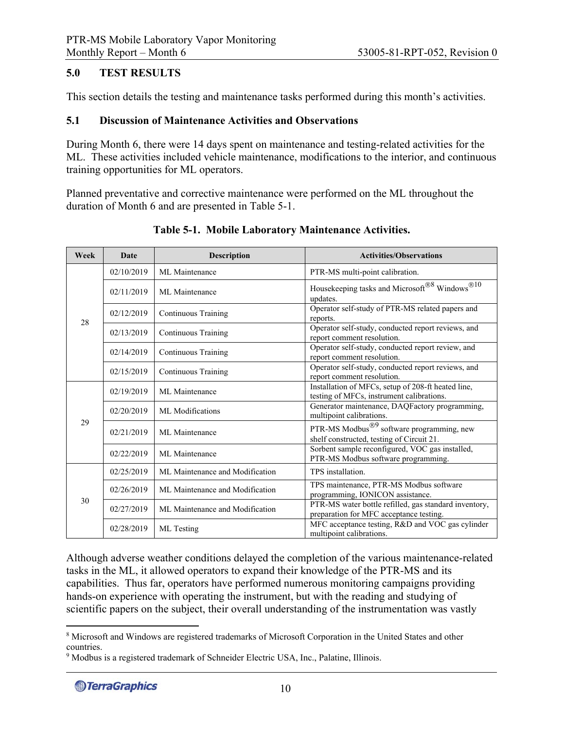## 5.0 TEST RESULTS

This section details the testing and maintenance tasks performed during this month's activities.

### 5.1 Discussion of Maintenance Activities and Observations

During Month 6, there were 14 days spent on maintenance and testing-related activities for the ML. These activities included vehicle maintenance, modifications to the interior, and continuous training opportunities for ML operators.

Planned preventative and corrective maintenance were performed on the ML throughout the duration of Month 6 and are presented in Table 5-1.

**Table 5-1. Mobile Laboratory Maintenance Activities.**

| Week | Date | Description | Activities/Observations |
|---|---|---|---|
| 28 | 02/10/2019 | ML Maintenance | PTR-MS multi-point calibration. |
| | 02/11/2019 | ML Maintenance | Housekeeping tasks and Microsoft®[8] Windows®[10] updates. |
| | 02/12/2019 | Continuous Training | Operator self-study of PTR-MS related papers and reports. |
| | 02/13/2019 | Continuous Training | Operator self-study, conducted report reviews, and report comment resolution. |
| | 02/14/2019 | Continuous Training | Operator self-study, conducted report review, and report comment resolution. |
| | 02/15/2019 | Continuous Training | Operator self-study, conducted report reviews, and report comment resolution. |
| 29 | 02/19/2019 | ML Maintenance | Installation of MFCs, setup of 208-ft heated line, testing of MFCs, instrument calibrations. |
| | 02/20/2019 | ML Modifications | Generator maintenance, DAQFactory programming, multipoint calibrations. |
| | 02/21/2019 | ML Maintenance | PTR-MS Modbus®[9] software programming, new shelf constructed, testing of Circuit 21. |
| | 02/22/2019 | ML Maintenance | Sorbent sample reconfigured, VOC gas installed, PTR-MS Modbus software programming. |
| 30 | 02/25/2019 | ML Maintenance and Modification | TPS installation. |
| | 02/26/2019 | ML Maintenance and Modification | TPS maintenance, PTR-MS Modbus software programming, IONICON assistance. |
| | 02/27/2019 | ML Maintenance and Modification | PTR-MS water bottle refilled, gas standard inventory, preparation for MFC acceptance testing. |
| | 02/28/2019 | ML Testing | MFC acceptance testing, R&D and VOC gas cylinder multipoint calibrations. |

Although adverse weather conditions delayed the completion of the various maintenance-related tasks in the ML, it allowed operators to expand their knowledge of the PTR-MS and its capabilities. Thus far, operators have performed numerous monitoring campaigns providing hands-on experience with operating the instrument, but with the reading and studying of scientific papers on the subject, their overall understanding of the instrumentation was vastly

[8] Microsoft and Windows are registered trademarks of Microsoft Corporation in the United States and other countries.
[9] Modbus is a registered trademark of Schneider Electric USA, Inc., Palatine, Illinois.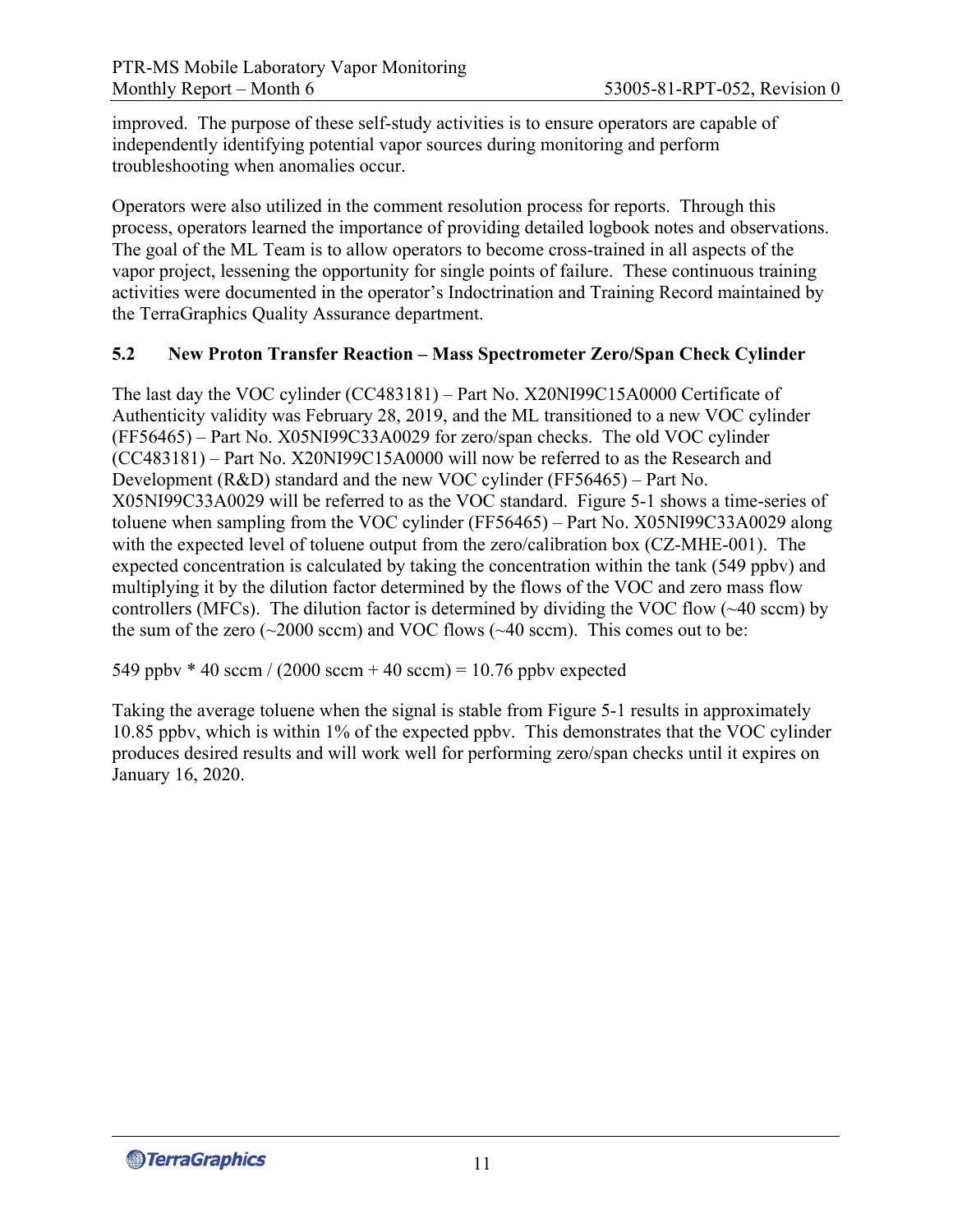improved. The purpose of these self-study activities is to ensure operators are capable of independently identifying potential vapor sources during monitoring and perform troubleshooting when anomalies occur.

Operators were also utilized in the comment resolution process for reports. Through this process, operators learned the importance of providing detailed logbook notes and observations. The goal of the ML Team is to allow operators to become cross-trained in all aspects of the vapor project, lessening the opportunity for single points of failure. These continuous training activities were documented in the operator's Indoctrination and Training Record maintained by the TerraGraphics Quality Assurance department.

### 5.2 New Proton Transfer Reaction – Mass Spectrometer Zero/Span Check Cylinder

The last day the VOC cylinder (CC483181) – Part No. X20NI99C15A0000 Certificate of Authenticity validity was February 28, 2019, and the ML transitioned to a new VOC cylinder (FF56465) – Part No. X05NI99C33A0029 for zero/span checks. The old VOC cylinder (CC483181) – Part No. X20NI99C15A0000 will now be referred to as the Research and Development (R&D) standard and the new VOC cylinder (FF56465) – Part No. X05NI99C33A0029 will be referred to as the VOC standard. Figure 5-1 shows a time-series of toluene when sampling from the VOC cylinder (FF56465) – Part No. X05NI99C33A0029 along with the expected level of toluene output from the zero/calibration box (CZ-MHE-001). The expected concentration is calculated by taking the concentration within the tank (549 ppbv) and multiplying it by the dilution factor determined by the flows of the VOC and zero mass flow controllers (MFCs). The dilution factor is determined by dividing the VOC flow (~40 sccm) by the sum of the zero (~2000 sccm) and VOC flows (~40 sccm). This comes out to be:

$$549 \text{ ppbv} * 40 \text{ sccm} / (2000 \text{ sccm} + 40 \text{ sccm}) = 10.76 \text{ ppbv expected}$$

Taking the average toluene when the signal is stable from Figure 5-1 results in approximately 10.85 ppbv, which is within 1% of the expected ppbv. This demonstrates that the VOC cylinder produces desired results and will work well for performing zero/span checks until it expires on January 16, 2020.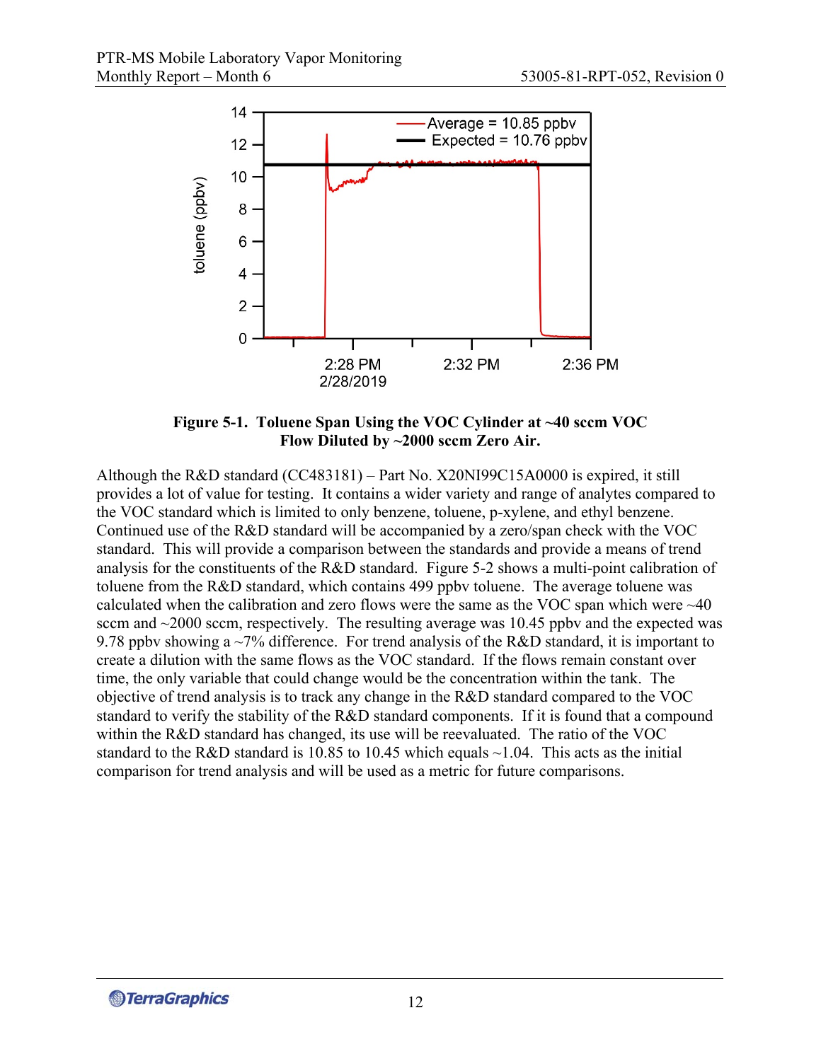**Figure 5-1. Toluene Span Using the VOC Cylinder at ~40 sccm VOC Flow Diluted by ~2000 sccm Zero Air.**

Although the R&D standard (CC483181) – Part No. X20NI99C15A0000 is expired, it still provides a lot of value for testing. It contains a wider variety and range of analytes compared to the VOC standard which is limited to only benzene, toluene, p-xylene, and ethyl benzene. Continued use of the R&D standard will be accompanied by a zero/span check with the VOC standard. This will provide a comparison between the standards and provide a means of trend analysis for the constituents of the R&D standard. Figure 5-2 shows a multi-point calibration of toluene from the R&D standard, which contains 499 ppbv toluene. The average toluene was calculated when the calibration and zero flows were the same as the VOC span which were ~40 sccm and ~2000 sccm, respectively. The resulting average was 10.45 ppbv and the expected was 9.78 ppbv showing a ~7% difference. For trend analysis of the R&D standard, it is important to create a dilution with the same flows as the VOC standard. If the flows remain constant over time, the only variable that could change would be the concentration within the tank. The objective of trend analysis is to track any change in the R&D standard compared to the VOC standard to verify the stability of the R&D standard components. If it is found that a compound within the R&D standard has changed, its use will be reevaluated. The ratio of the VOC standard to the R&D standard is 10.85 to 10.45 which equals ~1.04. This acts as the initial comparison for trend analysis and will be used as a metric for future comparisons.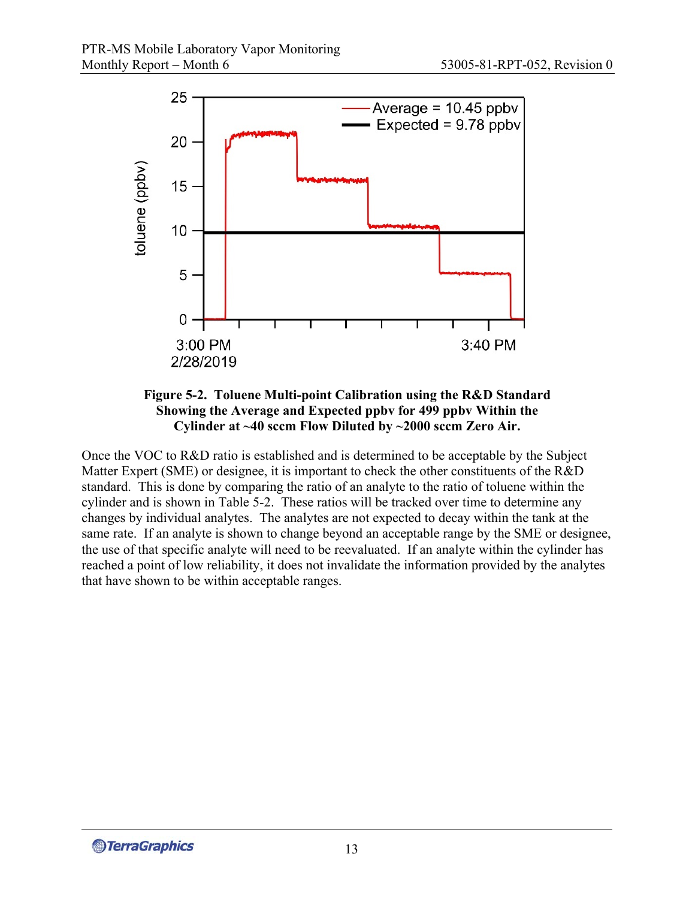**Figure 5-2. Toluene Multi-point Calibration using the R&D Standard Showing the Average and Expected ppbv for 499 ppbv Within the Cylinder at ~40 sccm Flow Diluted by ~2000 sccm Zero Air.**

Once the VOC to R&D ratio is established and is determined to be acceptable by the Subject Matter Expert (SME) or designee, it is important to check the other constituents of the R&D standard. This is done by comparing the ratio of an analyte to the ratio of toluene within the cylinder and is shown in Table 5-2. These ratios will be tracked over time to determine any changes by individual analytes. The analytes are not expected to decay within the tank at the same rate. If an analyte is shown to change beyond an acceptable range by the SME or designee, the use of that specific analyte will need to be reevaluated. If an analyte within the cylinder has reached a point of low reliability, it does not invalidate the information provided by the analytes that have shown to be within acceptable ranges.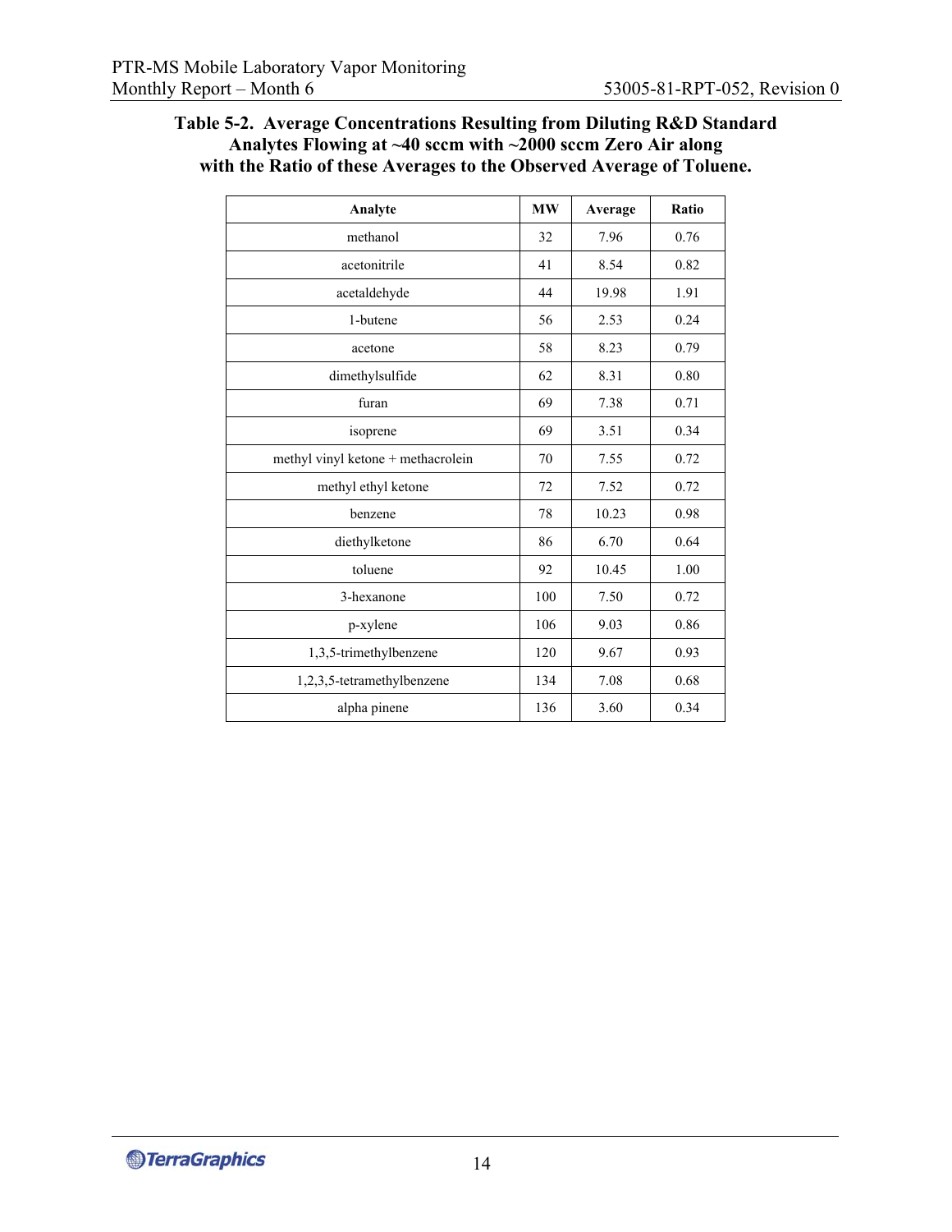**Table 5-2. Average Concentrations Resulting from Diluting R&D Standard Analytes Flowing at ~40 sccm with ~2000 sccm Zero Air along with the Ratio of these Averages to the Observed Average of Toluene.**

| Analyte | MW | Average | Ratio |
|---|---|---|---|
| methanol | 32 | 7.96 | 0.76 |
| acetonitrile | 41 | 8.54 | 0.82 |
| acetaldehyde | 44 | 19.98 | 1.91 |
| 1-butene | 56 | 2.53 | 0.24 |
| acetone | 58 | 8.23 | 0.79 |
| dimethylsulfide | 62 | 8.31 | 0.80 |
| furan | 69 | 7.38 | 0.71 |
| isoprene | 69 | 3.51 | 0.34 |
| methyl vinyl ketone + methacrolein | 70 | 7.55 | 0.72 |
| methyl ethyl ketone | 72 | 7.52 | 0.72 |
| benzene | 78 | 10.23 | 0.98 |
| diethylketone | 86 | 6.70 | 0.64 |
| toluene | 92 | 10.45 | 1.00 |
| 3-hexanone | 100 | 7.50 | 0.72 |
| p-xylene | 106 | 9.03 | 0.86 |
| 1,3,5-trimethylbenzene | 120 | 9.67 | 0.93 |
| 1,2,3,5-tetramethylbenzene | 134 | 7.08 | 0.68 |
| alpha pinene | 136 | 3.60 | 0.34 |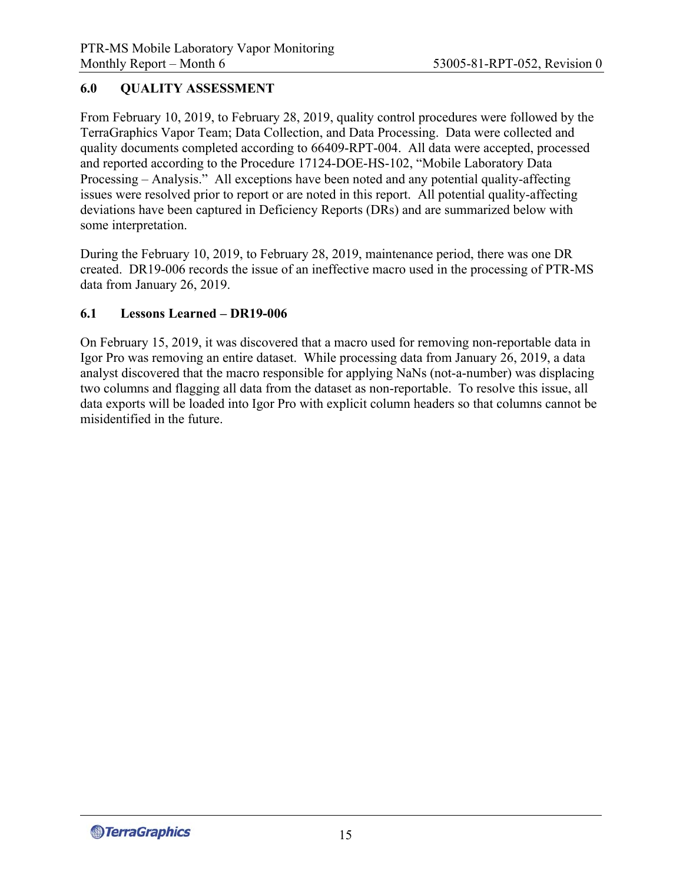## 6.0 QUALITY ASSESSMENT

From February 10, 2019, to February 28, 2019, quality control procedures were followed by the TerraGraphics Vapor Team; Data Collection, and Data Processing. Data were collected and quality documents completed according to 66409-RPT-004. All data were accepted, processed and reported according to the Procedure 17124-DOE-HS-102, "Mobile Laboratory Data Processing – Analysis." All exceptions have been noted and any potential quality-affecting issues were resolved prior to report or are noted in this report. All potential quality-affecting deviations have been captured in Deficiency Reports (DRs) and are summarized below with some interpretation.

During the February 10, 2019, to February 28, 2019, maintenance period, there was one DR created. DR19-006 records the issue of an ineffective macro used in the processing of PTR-MS data from January 26, 2019.

### 6.1 Lessons Learned – DR19-006

On February 15, 2019, it was discovered that a macro used for removing non-reportable data in Igor Pro was removing an entire dataset. While processing data from January 26, 2019, a data analyst discovered that the macro responsible for applying NaNs (not-a-number) was displacing two columns and flagging all data from the dataset as non-reportable. To resolve this issue, all data exports will be loaded into Igor Pro with explicit column headers so that columns cannot be misidentified in the future.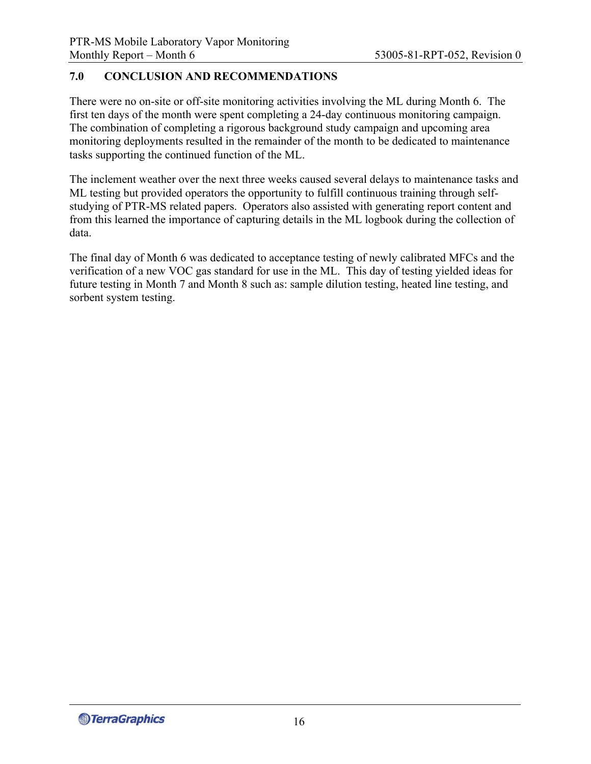## 7.0 CONCLUSION AND RECOMMENDATIONS

There were no on-site or off-site monitoring activities involving the ML during Month 6. The first ten days of the month were spent completing a 24-day continuous monitoring campaign. The combination of completing a rigorous background study campaign and upcoming area monitoring deployments resulted in the remainder of the month to be dedicated to maintenance tasks supporting the continued function of the ML.

The inclement weather over the next three weeks caused several delays to maintenance tasks and ML testing but provided operators the opportunity to fulfill continuous training through self-studying of PTR-MS related papers. Operators also assisted with generating report content and from this learned the importance of capturing details in the ML logbook during the collection of data.

The final day of Month 6 was dedicated to acceptance testing of newly calibrated MFCs and the verification of a new VOC gas standard for use in the ML. This day of testing yielded ideas for future testing in Month 7 and Month 8 such as: sample dilution testing, heated line testing, and sorbent system testing.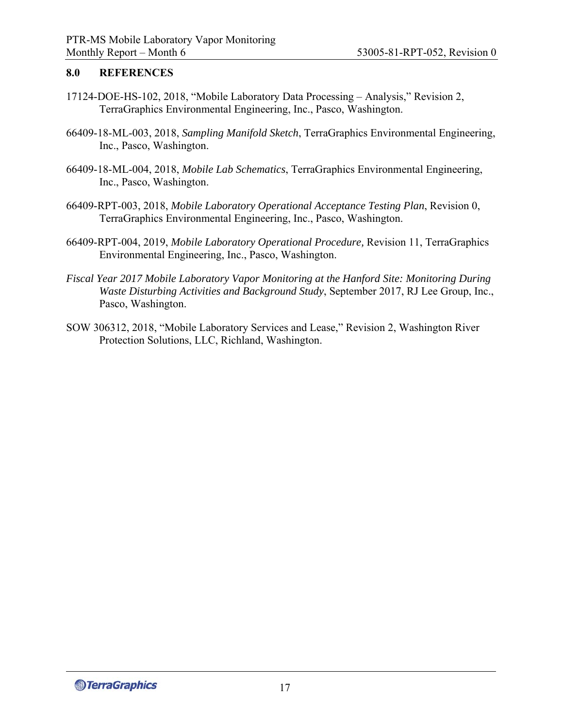## 8.0 REFERENCES

17124-DOE-HS-102, 2018, "Mobile Laboratory Data Processing – Analysis," Revision 2, TerraGraphics Environmental Engineering, Inc., Pasco, Washington.

66409-18-ML-003, 2018, *Sampling Manifold Sketch*, TerraGraphics Environmental Engineering, Inc., Pasco, Washington.

66409-18-ML-004, 2018, *Mobile Lab Schematics*, TerraGraphics Environmental Engineering, Inc., Pasco, Washington.

66409-RPT-003, 2018, *Mobile Laboratory Operational Acceptance Testing Plan*, Revision 0, TerraGraphics Environmental Engineering, Inc., Pasco, Washington.

66409-RPT-004, 2019, *Mobile Laboratory Operational Procedure,* Revision 11, TerraGraphics Environmental Engineering, Inc., Pasco, Washington.

*Fiscal Year 2017 Mobile Laboratory Vapor Monitoring at the Hanford Site: Monitoring During Waste Disturbing Activities and Background Study*, September 2017, RJ Lee Group, Inc., Pasco, Washington.

SOW 306312, 2018, "Mobile Laboratory Services and Lease," Revision 2, Washington River Protection Solutions, LLC, Richland, Washington.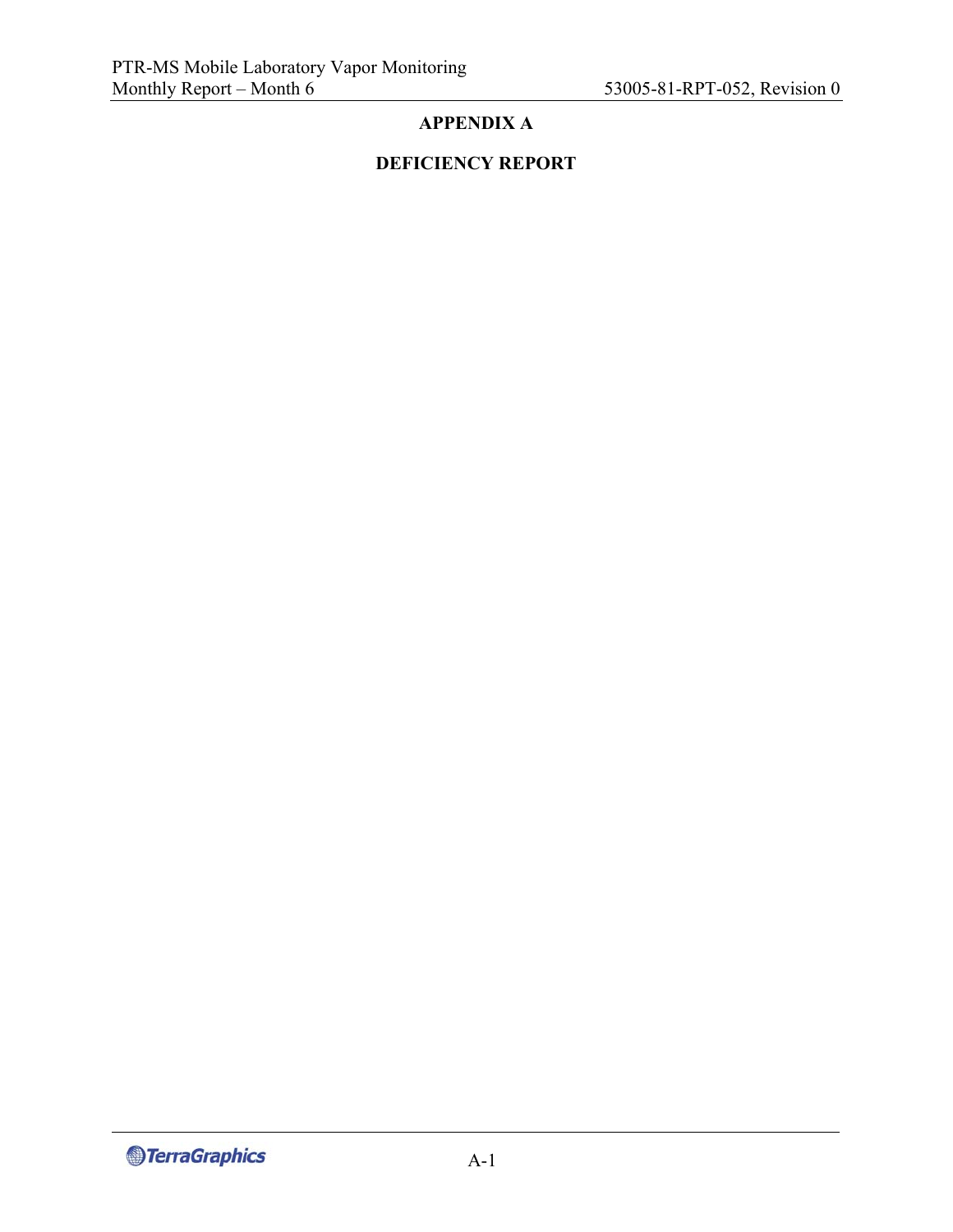# APPENDIX A

# DEFICIENCY REPORT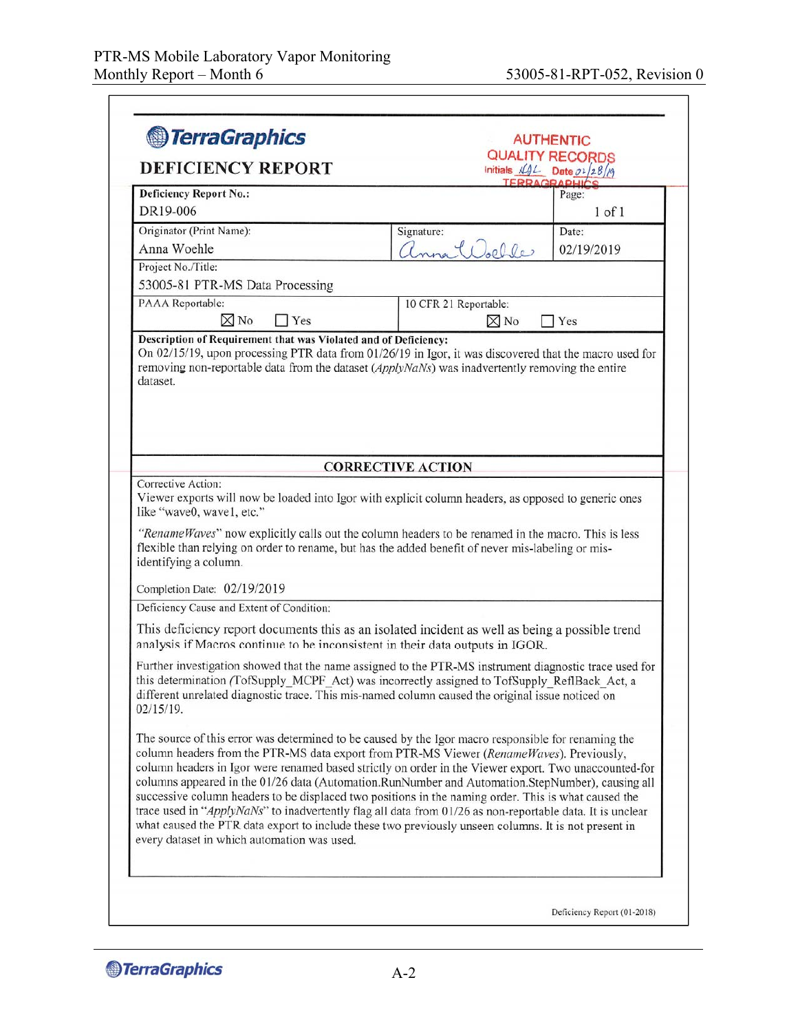**TerraGraphics**

# DEFICIENCY REPORT

AUTHENTIC QUALITY RECORDS
Initials AAL Date 02/28/19
TERRAGRAPHICS

| Deficiency Report No.: DR19-006 | | Page: 1 of 1 |
|---|---|---|
| Originator (Print Name): Anna Woehle | Signature: Anna Woehle | Date: 02/19/2019 |
| Project No./Title: 53005-81 PTR-MS Data Processing | | |
| PAAA Reportable: ☒ No ☐ Yes | 10 CFR 21 Reportable: ☒ No ☐ Yes | |

**Description of Requirement that was Violated and of Deficiency:**
On 02/15/19, upon processing PTR data from 01/26/19 in Igor, it was discovered that the macro used for removing non-reportable data from the dataset (*ApplyNaNs*) was inadvertently removing the entire dataset.

## CORRECTIVE ACTION

Corrective Action:
Viewer exports will now be loaded into Igor with explicit column headers, as opposed to generic ones like "wave0, wave1, etc."

"*RenameWaves*" now explicitly calls out the column headers to be renamed in the macro. This is less flexible than relying on order to rename, but has the added benefit of never mis-labeling or mis-identifying a column.

Completion Date: 02/19/2019

Deficiency Cause and Extent of Condition:

This deficiency report documents this as an isolated incident as well as being a possible trend analysis if Macros continue to be inconsistent in their data outputs in IGOR.

Further investigation showed that the name assigned to the PTR-MS instrument diagnostic trace used for this determination (TofSupply_MCPF_Act) was incorrectly assigned to TofSupply_ReflBack_Act, a different unrelated diagnostic trace. This mis-named column caused the original issue noticed on 02/15/19.

The source of this error was determined to be caused by the Igor macro responsible for renaming the column headers from the PTR-MS data export from PTR-MS Viewer (*RenameWaves*). Previously, column headers in Igor were renamed based strictly on order in the Viewer export. Two unaccounted-for columns appeared in the 01/26 data (Automation.RunNumber and Automation.StepNumber), causing all successive column headers to be displaced two positions in the naming order. This is what caused the trace used in "*ApplyNaNs*" to inadvertently flag all data from 01/26 as non-reportable data. It is unclear what caused the PTR data export to include these two previously unseen columns. It is not present in every dataset in which automation was used.

Deficiency Report (01-2018)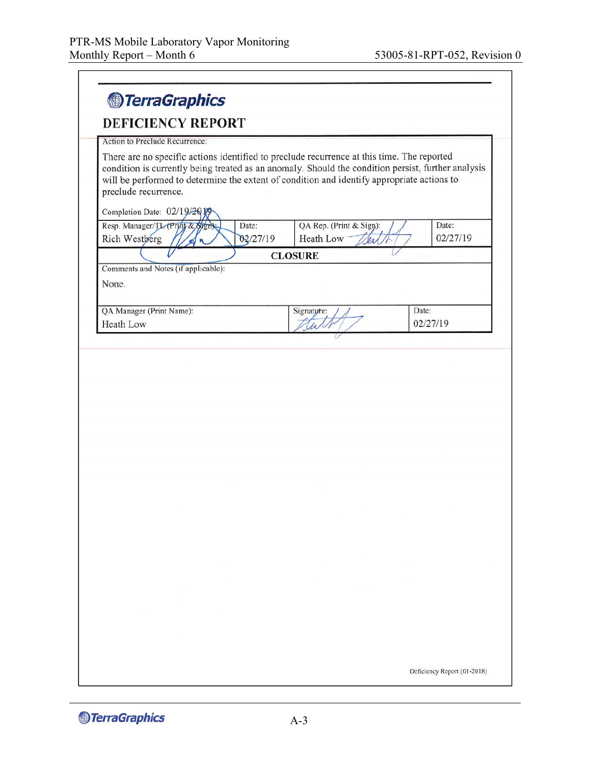**TerraGraphics**

## DEFICIENCY REPORT

Action to Preclude Recurrence:

There are no specific actions identified to preclude recurrence at this time. The reported condition is currently being treated as an anomaly. Should the condition persist, further analysis will be performed to determine the extent of condition and identify appropriate actions to preclude recurrence.

Completion Date: 02/19/2019

| Resp. Manager/TL (Print & Sign): | Date: | QA Rep. (Print & Sign): | Date: |
|---|---|---|---|
| Rich Westberg | 02/27/19 | Heath Low | 02/27/19 |

**CLOSURE**

Comments and Notes (if applicable):

None.

| QA Manager (Print Name): | Signature: | Date: |
|---|---|---|
| Heath Low | | 02/27/19 |

Deficiency Report (01-2018)